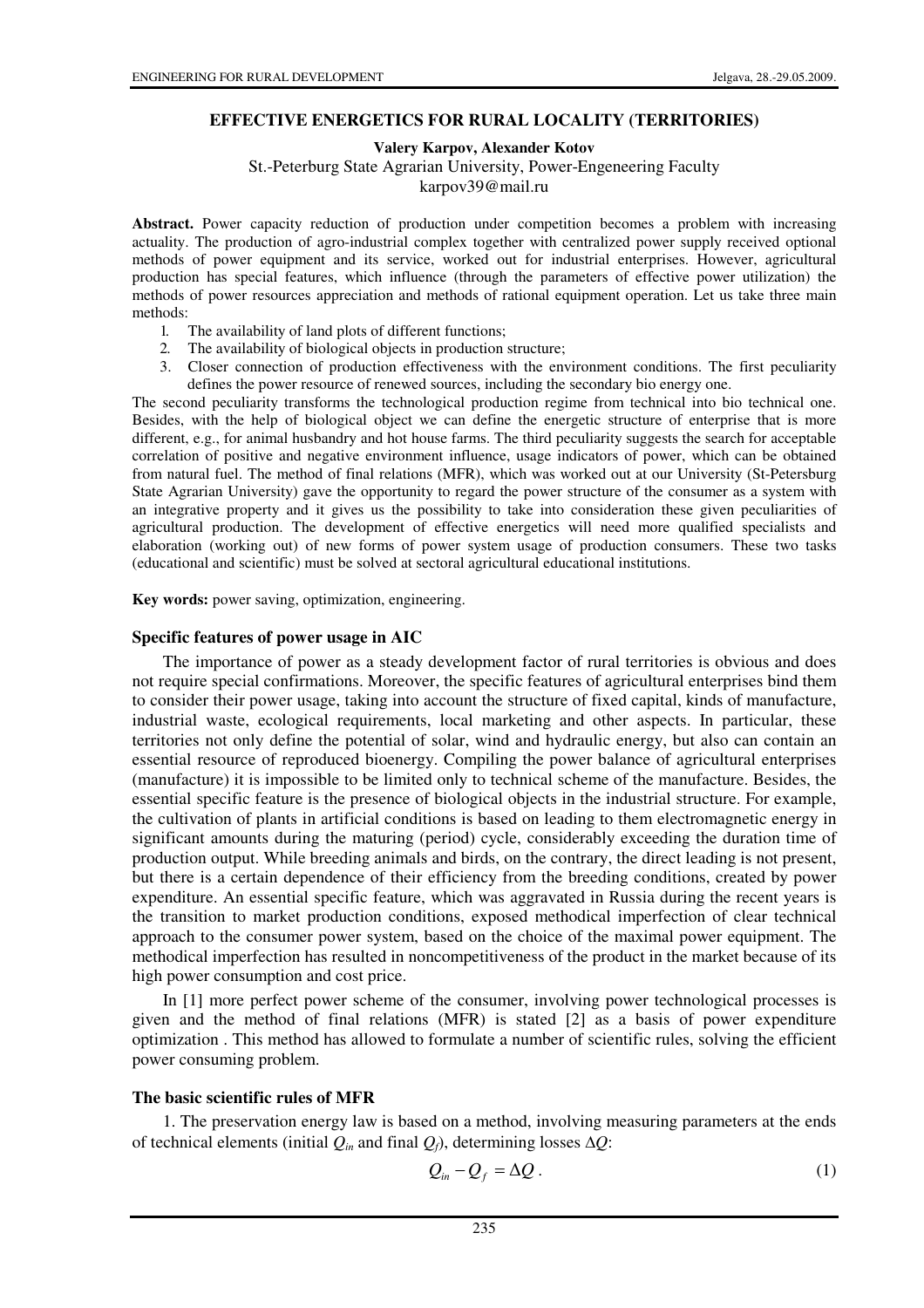# EFFECTIVE ENERGETICS FOR RURAL LOCALITY (TERRITORIES)

**Valery Karpov, Alexander Kotov**

St.-Peterburg State Agrarian University, Power-Engeneering Faculty

karpov39@mail.ru

**Abstract.** Power capacity reduction of production under competition becomes a problem with increasing actuality. The production of agro-industrial complex together with centralized power supply received optional methods of power equipment and its service, worked out for industrial enterprises. However, agricultural production has special features, which influence (through the parameters of effective power utilization) the methods of power resources appreciation and methods of rational equipment operation. Let us take three main methods:

1. The availability of land plots of different functions;
2. The availability of biological objects in production structure;
3. Closer connection of production effectiveness with the environment conditions. The first peculiarity defines the power resource of renewed sources, including the secondary bio energy one.

The second peculiarity transforms the technological production regime from technical into bio technical one. Besides, with the help of biological object we can define the energetic structure of enterprise that is more different, e.g., for animal husbandry and hot house farms. The third peculiarity suggests the search for acceptable correlation of positive and negative environment influence, usage indicators of power, which can be obtained from natural fuel. The method of final relations (MFR), which was worked out at our University (St-Petersburg State Agrarian University) gave the opportunity to regard the power structure of the consumer as a system with an integrative property and it gives us the possibility to take into consideration these given peculiarities of agricultural production. The development of effective energetics will need more qualified specialists and elaboration (working out) of new forms of power system usage of production consumers. These two tasks (educational and scientific) must be solved at sectoral agricultural educational institutions.

**Key words:** power saving, optimization, engineering.

## Specific features of power usage in AIC

The importance of power as a steady development factor of rural territories is obvious and does not require special confirmations. Moreover, the specific features of agricultural enterprises bind them to consider their power usage, taking into account the structure of fixed capital, kinds of manufacture, industrial waste, ecological requirements, local marketing and other aspects. In particular, these territories not only define the potential of solar, wind and hydraulic energy, but also can contain an essential resource of reproduced bioenergy. Compiling the power balance of agricultural enterprises (manufacture) it is impossible to be limited only to technical scheme of the manufacture. Besides, the essential specific feature is the presence of biological objects in the industrial structure. For example, the cultivation of plants in artificial conditions is based on leading to them electromagnetic energy in significant amounts during the maturing (period) cycle, considerably exceeding the duration time of production output. While breeding animals and birds, on the contrary, the direct leading is not present, but there is a certain dependence of their efficiency from the breeding conditions, created by power expenditure. An essential specific feature, which was aggravated in Russia during the recent years is the transition to market production conditions, exposed methodical imperfection of clear technical approach to the consumer power system, based on the choice of the maximal power equipment. The methodical imperfection has resulted in noncompetitiveness of the product in the market because of its high power consumption and cost price.

In [1] more perfect power scheme of the consumer, involving power technological processes is given and the method of final relations (MFR) is stated [2] as a basis of power expenditure optimization . This method has allowed to formulate a number of scientific rules, solving the efficient power consuming problem.

## The basic scientific rules of MFR

1. The preservation energy law is based on a method, involving measuring parameters at the ends of technical elements (initial $Q_{in}$ and final $Q_f$), determining losses $\Delta Q$:

$$Q_{in} - Q_f = \Delta Q \, . \qquad (1)$$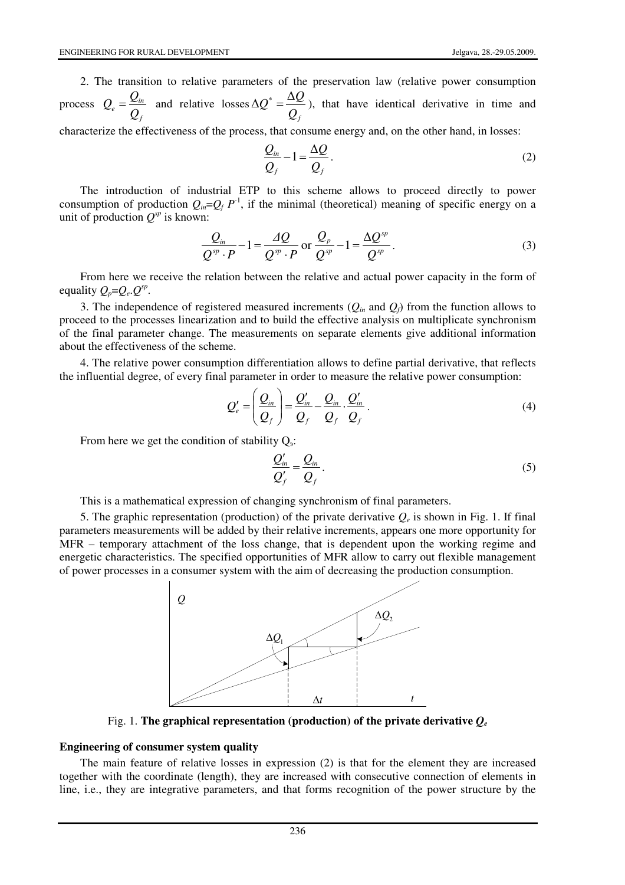2. The transition to relative parameters of the preservation law (relative power consumption process $Q_e = \frac{Q_{in}}{Q_f}$ and relative losses $\Delta Q^* = \frac{\Delta Q}{Q_f}$), that have identical derivative in time and characterize the effectiveness of the process, that consume energy and, on the other hand, in losses:

$$\frac{Q_{in}}{Q_f} - 1 = \frac{\Delta Q}{Q_f}. \tag{2}$$

The introduction of industrial ETP to this scheme allows to proceed directly to power consumption of production $Q_{in}=Q_f\, P^{-1}$, if the minimal (theoretical) meaning of specific energy on a unit of production $Q^{sp}$ is known:

$$\frac{Q_{in}}{Q^{sp} \cdot P} - 1 = \frac{\Delta Q}{Q^{sp} \cdot P} \text{ or } \frac{Q_p}{Q^{sp}} - 1 = \frac{\Delta Q^{sp}}{Q^{sp}}. \tag{3}$$

From here we receive the relation between the relative and actual power capacity in the form of equality $Q_p=Q_e.Q^{sp}$.

3. The independence of registered measured increments ($Q_{in}$ and $Q_f$) from the function allows to proceed to the processes linearization and to build the effective analysis on multiplicate synchronism of the final parameter change. The measurements on separate elements give additional information about the effectiveness of the scheme.

4. The relative power consumption differentiation allows to define partial derivative, that reflects the influential degree, of every final parameter in order to measure the relative power consumption:

$$Q_e' = \left(\frac{Q_{in}}{Q_f}\right) = \frac{Q_{in}'}{Q_f} - \frac{Q_{in}}{Q_f} \cdot \frac{Q_{in}'}{Q_f}. \tag{4}$$

From here we get the condition of stability $Q_э$:

$$\frac{Q_{in}'}{Q_f'} = \frac{Q_{in}}{Q_f}. \tag{5}$$

This is a mathematical expression of changing synchronism of final parameters.

5. The graphic representation (production) of the private derivative $Q_e$ is shown in Fig. 1. If final parameters measurements will be added by their relative increments, appears one more opportunity for MFR – temporary attachment of the loss change, that is dependent upon the working regime and energetic characteristics. The specified opportunities of MFR allow to carry out flexible management of power processes in a consumer system with the aim of decreasing the production consumption.

Fig. 1. **The graphical representation (production) of the private derivative $Q_e$**

#### Engineering of consumer system quality

The main feature of relative losses in expression (2) is that for the element they are increased together with the coordinate (length), they are increased with consecutive connection of elements in line, i.e., they are integrative parameters, and that forms recognition of the power structure by the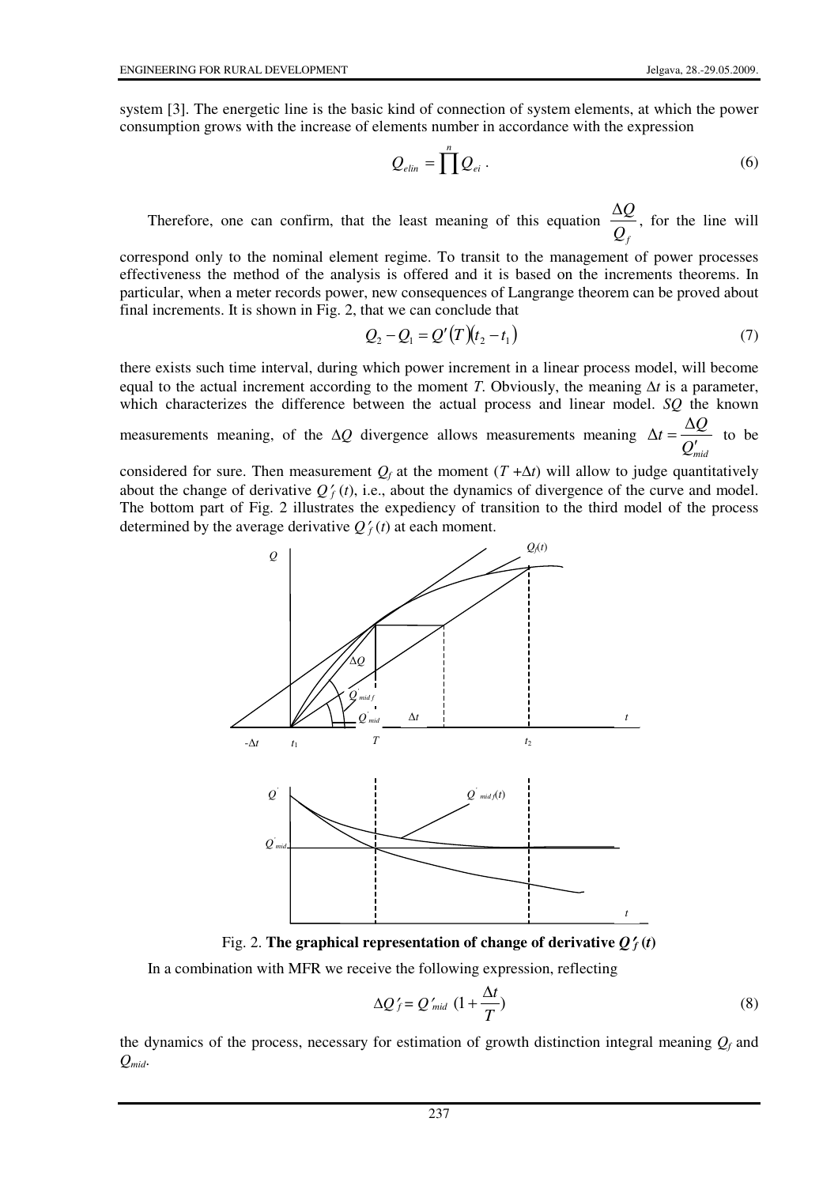system [3]. The energetic line is the basic kind of connection of system elements, at which the power consumption grows with the increase of elements number in accordance with the expression

$$Q_{elin} = \prod^{n} Q_{ei} \,. \tag{6}$$

Therefore, one can confirm, that the least meaning of this equation $\dfrac{\Delta Q}{Q_f}$, for the line will correspond only to the nominal element regime. To transit to the management of power processes effectiveness the method of the analysis is offered and it is based on the increments theorems. In particular, when a meter records power, new consequences of Langrange theorem can be proved about final increments. It is shown in Fig. 2, that we can conclude that

$$Q_2 - Q_1 = Q'(T)(t_2 - t_1) \tag{7}$$

there exists such time interval, during which power increment in a linear process model, will become equal to the actual increment according to the moment *T*. Obviously, the meaning $\Delta t$ is a parameter, which characterizes the difference between the actual process and linear model. *SQ* the known measurements meaning, of the $\Delta Q$ divergence allows measurements meaning $\Delta t = \dfrac{\Delta Q}{Q'_{mid}}$ to be considered for sure. Then measurement $Q_f$ at the moment $(T + \Delta t)$ will allow to judge quantitatively about the change of derivative $Q'_f(t)$, i.e., about the dynamics of divergence of the curve and model. The bottom part of Fig. 2 illustrates the expediency of transition to the third model of the process determined by the average derivative $Q'_f(t)$ at each moment.

Fig. 2. **The graphical representation of change of derivative $Q'_f(t)$**

In a combination with MFR we receive the following expression, reflecting

$$\Delta Q'_f = Q'_{mid} \left(1 + \frac{\Delta t}{T}\right) \tag{8}$$

the dynamics of the process, necessary for estimation of growth distinction integral meaning $Q_f$ and $Q_{mid}$.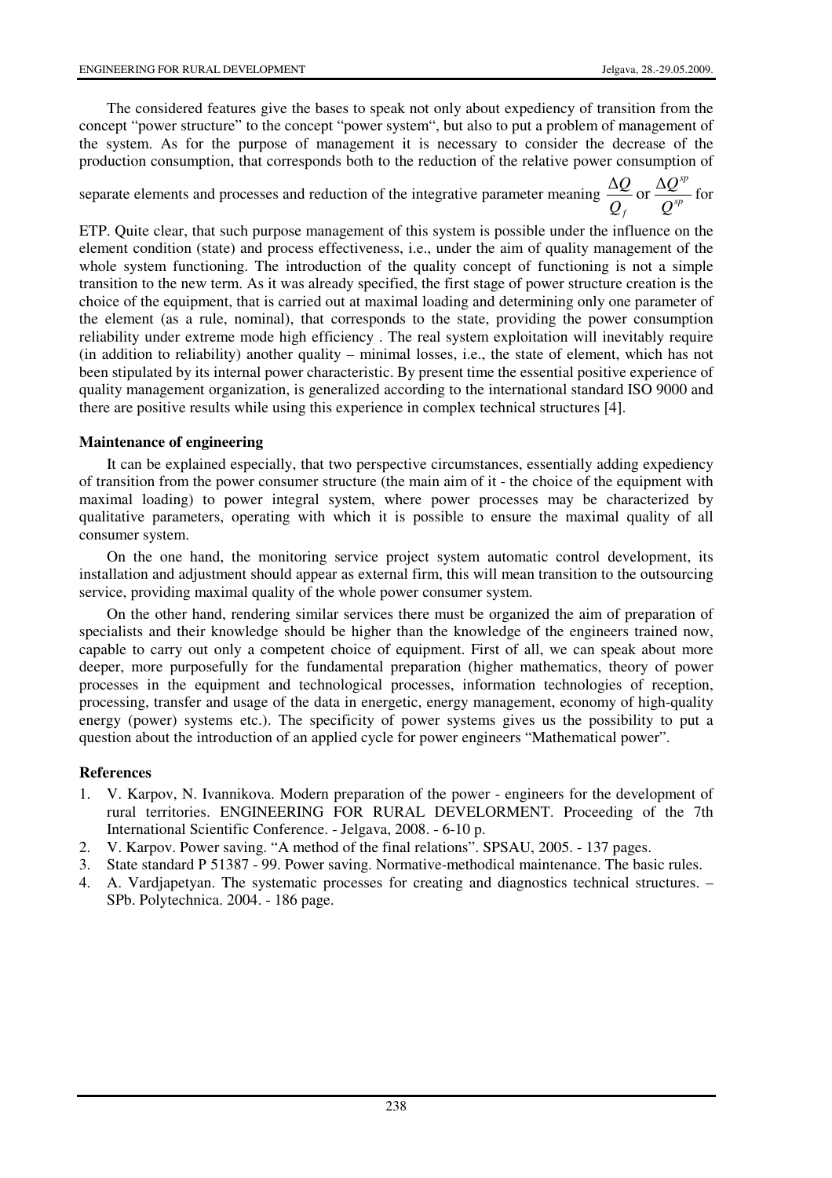The considered features give the bases to speak not only about expediency of transition from the concept "power structure" to the concept "power system", but also to put a problem of management of the system. As for the purpose of management it is necessary to consider the decrease of the production consumption, that corresponds both to the reduction of the relative power consumption of separate elements and processes and reduction of the integrative parameter meaning $\frac{\Delta Q}{Q_f}$ or $\frac{\Delta Q^{sp}}{Q^{sp}}$ for ETP. Quite clear, that such purpose management of this system is possible under the influence on the element condition (state) and process effectiveness, i.e., under the aim of quality management of the whole system functioning. The introduction of the quality concept of functioning is not a simple transition to the new term. As it was already specified, the first stage of power structure creation is the choice of the equipment, that is carried out at maximal loading and determining only one parameter of the element (as a rule, nominal), that corresponds to the state, providing the power consumption reliability under extreme mode high efficiency . The real system exploitation will inevitably require (in addition to reliability) another quality – minimal losses, i.e., the state of element, which has not been stipulated by its internal power characteristic. By present time the essential positive experience of quality management organization, is generalized according to the international standard ISO 9000 and there are positive results while using this experience in complex technical structures [4].

## Maintenance of engineering

It can be explained especially, that two perspective circumstances, essentially adding expediency of transition from the power consumer structure (the main aim of it - the choice of the equipment with maximal loading) to power integral system, where power processes may be characterized by qualitative parameters, operating with which it is possible to ensure the maximal quality of all consumer system.

On the one hand, the monitoring service project system automatic control development, its installation and adjustment should appear as external firm, this will mean transition to the outsourcing service, providing maximal quality of the whole power consumer system.

On the other hand, rendering similar services there must be organized the aim of preparation of specialists and their knowledge should be higher than the knowledge of the engineers trained now, capable to carry out only a competent choice of equipment. First of all, we can speak about more deeper, more purposefully for the fundamental preparation (higher mathematics, theory of power processes in the equipment and technological processes, information technologies of reception, processing, transfer and usage of the data in energetic, energy management, economy of high-quality energy (power) systems etc.). The specificity of power systems gives us the possibility to put a question about the introduction of an applied cycle for power engineers "Mathematical power".

## References

1. V. Karpov, N. Ivannikova. Modern preparation of the power - engineers for the development of rural territories. ENGINEERING FOR RURAL DEVELORMENT. Proceeding of the 7th International Scientific Conference. - Jelgava, 2008. - 6-10 p.
2. V. Karpov. Power saving. "A method of the final relations". SPSAU, 2005. - 137 pages.
3. State standard P 51387 - 99. Power saving. Normative-methodical maintenance. The basic rules.
4. A. Vardjapetyan. The systematic processes for creating and diagnostics technical structures. – SPb. Polytechnica. 2004. - 186 page.